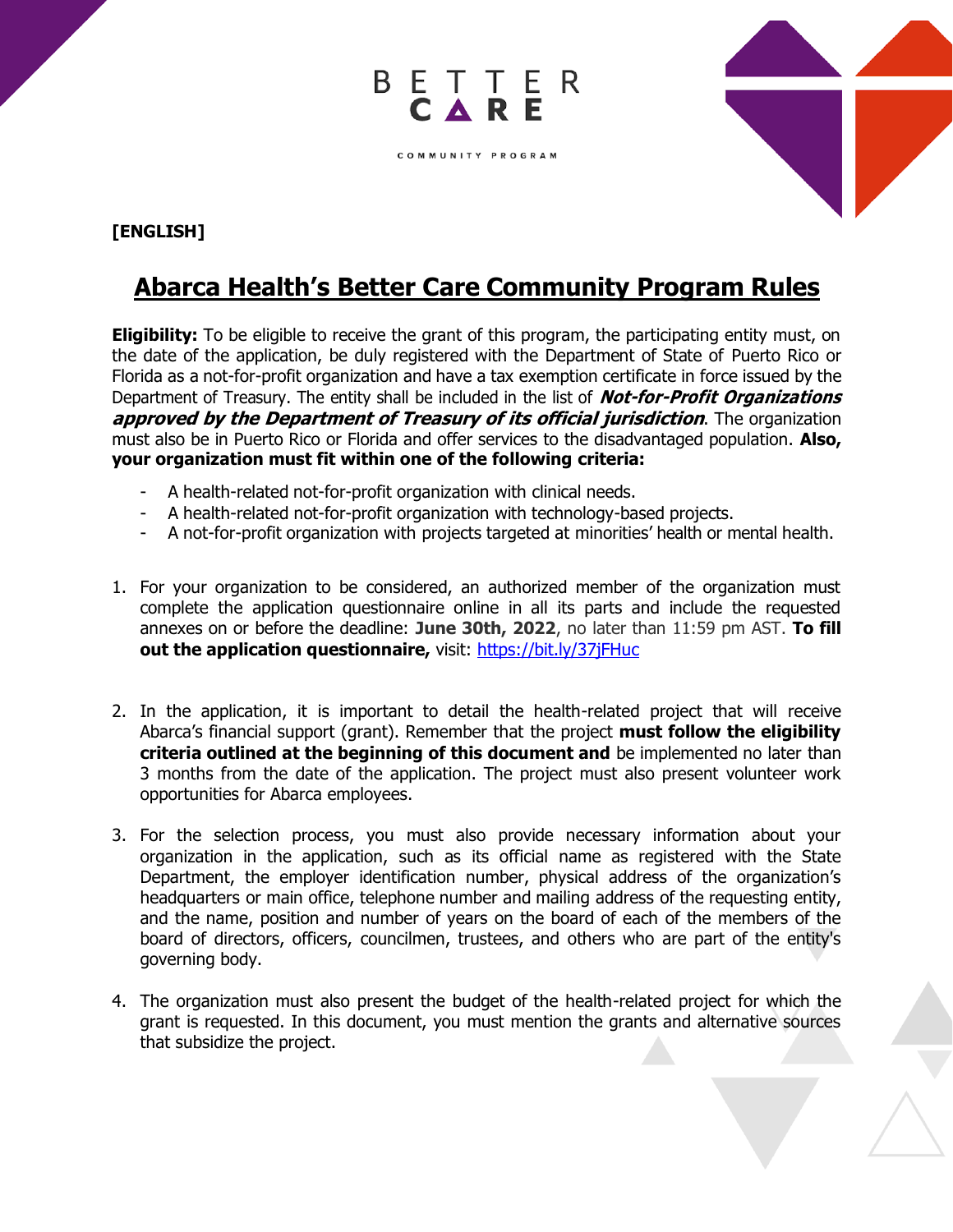BETTER CARE

COMMUNITY PROGRAM

**[ENGLISH]**

# Abarca Health's Better Care Community Program Rules

**Eligibility:** To be eligible to receive the grant of this program, the participating entity must, on the date of the application, be duly registered with the Department of State of Puerto Rico or Florida as a not-for-profit organization and have a tax exemption certificate in force issued by the Department of Treasury. The entity shall be included in the list of ***Not-for-Profit Organizations approved by the Department of Treasury of its official jurisdiction***. The organization must also be in Puerto Rico or Florida and offer services to the disadvantaged population. **Also, your organization must fit within one of the following criteria:**

- A health-related not-for-profit organization with clinical needs.
- A health-related not-for-profit organization with technology-based projects.
- A not-for-profit organization with projects targeted at minorities' health or mental health.

1. For your organization to be considered, an authorized member of the organization must complete the application questionnaire online in all its parts and include the requested annexes on or before the deadline: **June 30th, 2022**, no later than 11:59 pm AST. **To fill out the application questionnaire,** visit: [https://bit.ly/37jFHuc](https://bit.ly/37jFHuc)

2. In the application, it is important to detail the health-related project that will receive Abarca's financial support (grant). Remember that the project **must follow the eligibility criteria outlined at the beginning of this document and** be implemented no later than 3 months from the date of the application. The project must also present volunteer work opportunities for Abarca employees.

3. For the selection process, you must also provide necessary information about your organization in the application, such as its official name as registered with the State Department, the employer identification number, physical address of the organization's headquarters or main office, telephone number and mailing address of the requesting entity, and the name, position and number of years on the board of each of the members of the board of directors, officers, councilmen, trustees, and others who are part of the entity's governing body.

4. The organization must also present the budget of the health-related project for which the grant is requested. In this document, you must mention the grants and alternative sources that subsidize the project.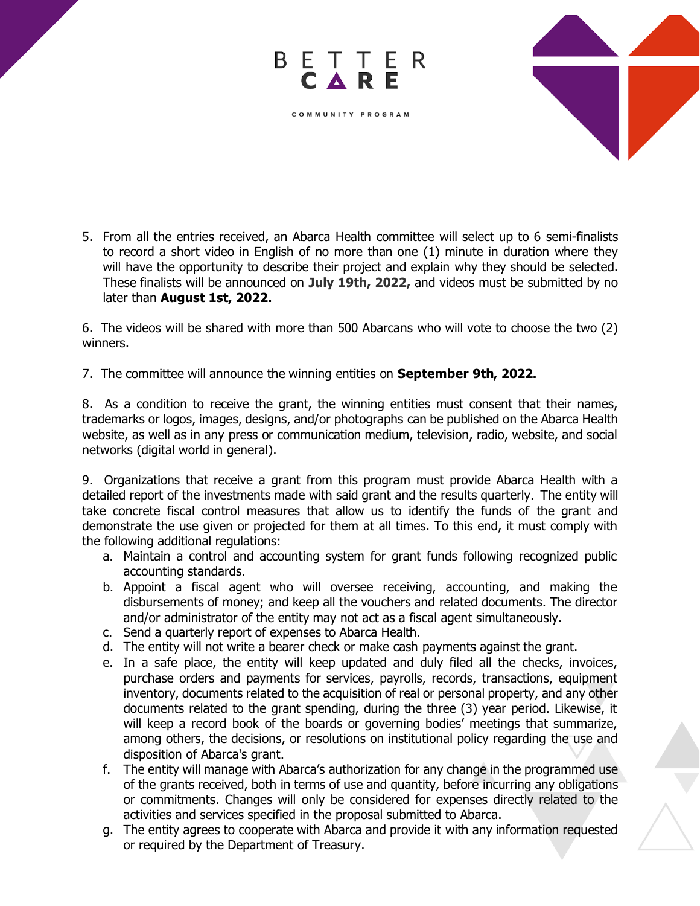5. From all the entries received, an Abarca Health committee will select up to 6 semi-finalists to record a short video in English of no more than one (1) minute in duration where they will have the opportunity to describe their project and explain why they should be selected. These finalists will be announced on **July 19th, 2022,** and videos must be submitted by no later than **August 1st, 2022.**

6. The videos will be shared with more than 500 Abarcans who will vote to choose the two (2) winners.

7. The committee will announce the winning entities on **September 9th, 2022.**

8. As a condition to receive the grant, the winning entities must consent that their names, trademarks or logos, images, designs, and/or photographs can be published on the Abarca Health website, as well as in any press or communication medium, television, radio, website, and social networks (digital world in general).

9. Organizations that receive a grant from this program must provide Abarca Health with a detailed report of the investments made with said grant and the results quarterly. The entity will take concrete fiscal control measures that allow us to identify the funds of the grant and demonstrate the use given or projected for them at all times. To this end, it must comply with the following additional regulations:

   a. Maintain a control and accounting system for grant funds following recognized public accounting standards.
   b. Appoint a fiscal agent who will oversee receiving, accounting, and making the disbursements of money; and keep all the vouchers and related documents. The director and/or administrator of the entity may not act as a fiscal agent simultaneously.
   c. Send a quarterly report of expenses to Abarca Health.
   d. The entity will not write a bearer check or make cash payments against the grant.
   e. In a safe place, the entity will keep updated and duly filed all the checks, invoices, purchase orders and payments for services, payrolls, records, transactions, equipment inventory, documents related to the acquisition of real or personal property, and any other documents related to the grant spending, during the three (3) year period. Likewise, it will keep a record book of the boards or governing bodies' meetings that summarize, among others, the decisions, or resolutions on institutional policy regarding the use and disposition of Abarca's grant.
   f. The entity will manage with Abarca's authorization for any change in the programmed use of the grants received, both in terms of use and quantity, before incurring any obligations or commitments. Changes will only be considered for expenses directly related to the activities and services specified in the proposal submitted to Abarca.
   g. The entity agrees to cooperate with Abarca and provide it with any information requested or required by the Department of Treasury.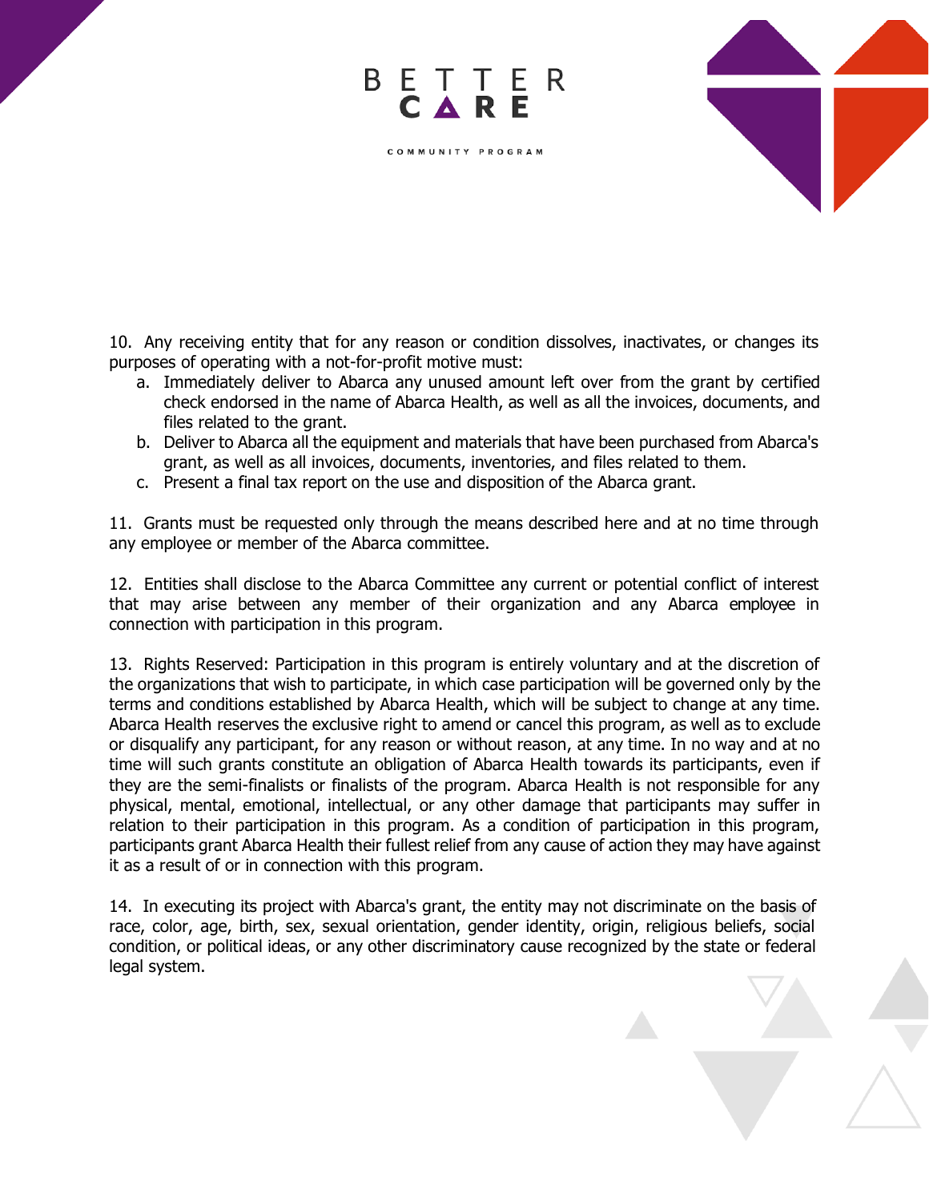10. Any receiving entity that for any reason or condition dissolves, inactivates, or changes its purposes of operating with a not-for-profit motive must:

a. Immediately deliver to Abarca any unused amount left over from the grant by certified check endorsed in the name of Abarca Health, as well as all the invoices, documents, and files related to the grant.
b. Deliver to Abarca all the equipment and materials that have been purchased from Abarca's grant, as well as all invoices, documents, inventories, and files related to them.
c. Present a final tax report on the use and disposition of the Abarca grant.

11. Grants must be requested only through the means described here and at no time through any employee or member of the Abarca committee.

12. Entities shall disclose to the Abarca Committee any current or potential conflict of interest that may arise between any member of their organization and any Abarca employee in connection with participation in this program.

13. Rights Reserved: Participation in this program is entirely voluntary and at the discretion of the organizations that wish to participate, in which case participation will be governed only by the terms and conditions established by Abarca Health, which will be subject to change at any time. Abarca Health reserves the exclusive right to amend or cancel this program, as well as to exclude or disqualify any participant, for any reason or without reason, at any time. In no way and at no time will such grants constitute an obligation of Abarca Health towards its participants, even if they are the semi-finalists or finalists of the program. Abarca Health is not responsible for any physical, mental, emotional, intellectual, or any other damage that participants may suffer in relation to their participation in this program. As a condition of participation in this program, participants grant Abarca Health their fullest relief from any cause of action they may have against it as a result of or in connection with this program.

14. In executing its project with Abarca's grant, the entity may not discriminate on the basis of race, color, age, birth, sex, sexual orientation, gender identity, origin, religious beliefs, social condition, or political ideas, or any other discriminatory cause recognized by the state or federal legal system.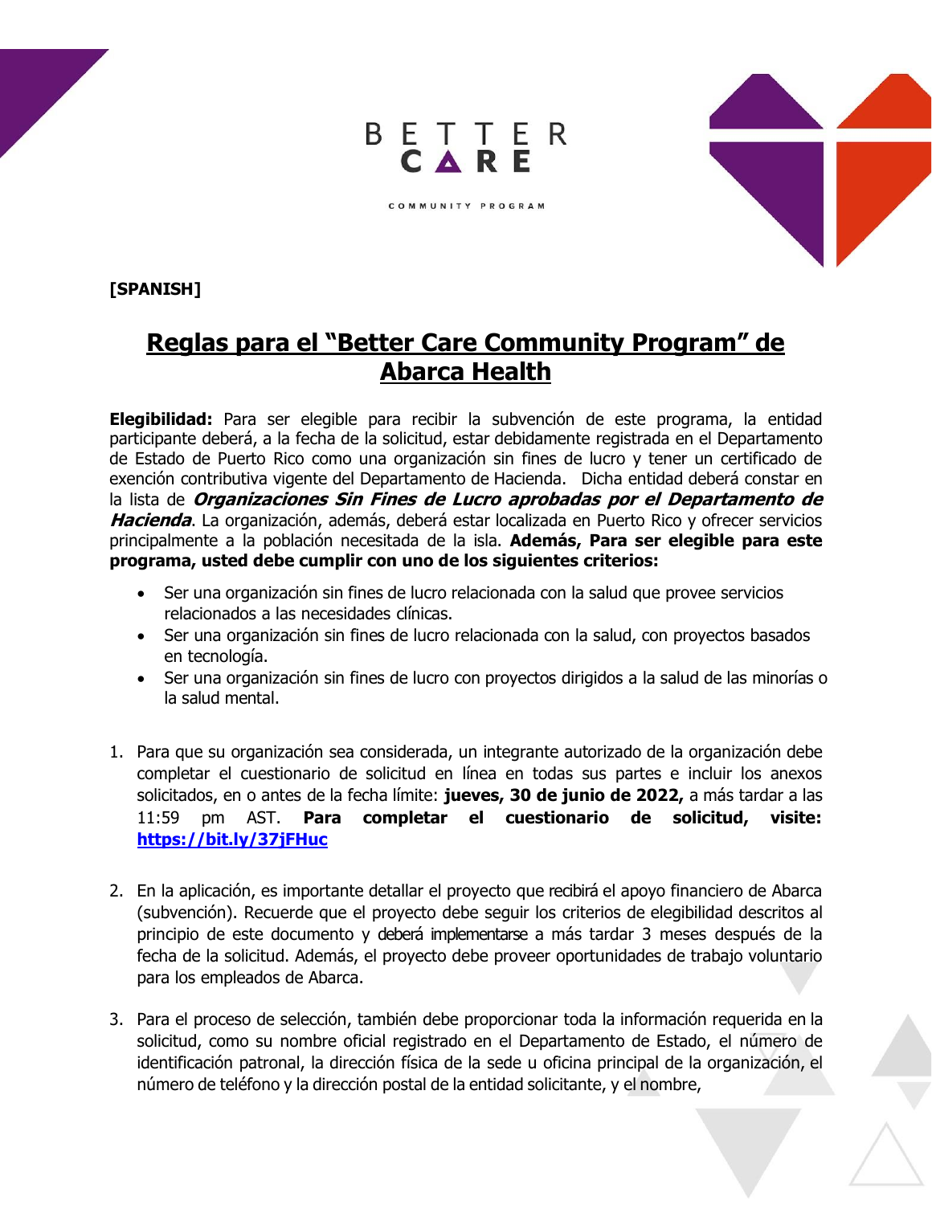BETTER CARE

COMMUNITY PROGRAM

**[SPANISH]**

# Reglas para el "Better Care Community Program" de Abarca Health

**Elegibilidad:** Para ser elegible para recibir la subvención de este programa, la entidad participante deberá, a la fecha de la solicitud, estar debidamente registrada en el Departamento de Estado de Puerto Rico como una organización sin fines de lucro y tener un certificado de exención contributiva vigente del Departamento de Hacienda. Dicha entidad deberá constar en la lista de ***Organizaciones Sin Fines de Lucro aprobadas por el Departamento de Hacienda***. La organización, además, deberá estar localizada en Puerto Rico y ofrecer servicios principalmente a la población necesitada de la isla. **Además, Para ser elegible para este programa, usted debe cumplir con uno de los siguientes criterios:**

- Ser una organización sin fines de lucro relacionada con la salud que provee servicios relacionados a las necesidades clínicas.
- Ser una organización sin fines de lucro relacionada con la salud, con proyectos basados en tecnología.
- Ser una organización sin fines de lucro con proyectos dirigidos a la salud de las minorías o la salud mental.

1. Para que su organización sea considerada, un integrante autorizado de la organización debe completar el cuestionario de solicitud en línea en todas sus partes e incluir los anexos solicitados, en o antes de la fecha límite: **jueves, 30 de junio de 2022,** a más tardar a las 11:59 pm AST. **Para completar el cuestionario de solicitud, visite: [https://bit.ly/37jFHuc](https://bit.ly/37jFHuc)**

2. En la aplicación, es importante detallar el proyecto que recibirá el apoyo financiero de Abarca (subvención). Recuerde que el proyecto debe seguir los criterios de elegibilidad descritos al principio de este documento y deberá implementarse a más tardar 3 meses después de la fecha de la solicitud. Además, el proyecto debe proveer oportunidades de trabajo voluntario para los empleados de Abarca.

3. Para el proceso de selección, también debe proporcionar toda la información requerida en la solicitud, como su nombre oficial registrado en el Departamento de Estado, el número de identificación patronal, la dirección física de la sede u oficina principal de la organización, el número de teléfono y la dirección postal de la entidad solicitante, y el nombre,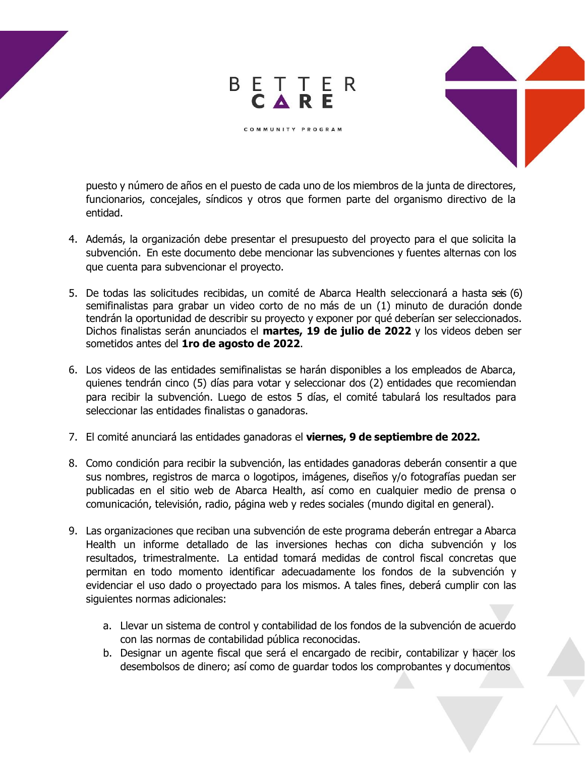puesto y número de años en el puesto de cada uno de los miembros de la junta de directores, funcionarios, concejales, síndicos y otros que formen parte del organismo directivo de la entidad.

4. Además, la organización debe presentar el presupuesto del proyecto para el que solicita la subvención. En este documento debe mencionar las subvenciones y fuentes alternas con los que cuenta para subvencionar el proyecto.

5. De todas las solicitudes recibidas, un comité de Abarca Health seleccionará a hasta seis (6) semifinalistas para grabar un video corto de no más de un (1) minuto de duración donde tendrán la oportunidad de describir su proyecto y exponer por qué deberían ser seleccionados. Dichos finalistas serán anunciados el **martes, 19 de julio de 2022** y los videos deben ser sometidos antes del **1ro de agosto de 2022**.

6. Los videos de las entidades semifinalistas se harán disponibles a los empleados de Abarca, quienes tendrán cinco (5) días para votar y seleccionar dos (2) entidades que recomiendan para recibir la subvención. Luego de estos 5 días, el comité tabulará los resultados para seleccionar las entidades finalistas o ganadoras.

7. El comité anunciará las entidades ganadoras el **viernes, 9 de septiembre de 2022.**

8. Como condición para recibir la subvención, las entidades ganadoras deberán consentir a que sus nombres, registros de marca o logotipos, imágenes, diseños y/o fotografías puedan ser publicadas en el sitio web de Abarca Health, así como en cualquier medio de prensa o comunicación, televisión, radio, página web y redes sociales (mundo digital en general).

9. Las organizaciones que reciban una subvención de este programa deberán entregar a Abarca Health un informe detallado de las inversiones hechas con dicha subvención y los resultados, trimestralmente. La entidad tomará medidas de control fiscal concretas que permitan en todo momento identificar adecuadamente los fondos de la subvención y evidenciar el uso dado o proyectado para los mismos. A tales fines, deberá cumplir con las siguientes normas adicionales:

    a. Llevar un sistema de control y contabilidad de los fondos de la subvención de acuerdo con las normas de contabilidad pública reconocidas.
    b. Designar un agente fiscal que será el encargado de recibir, contabilizar y hacer los desembolsos de dinero; así como de guardar todos los comprobantes y documentos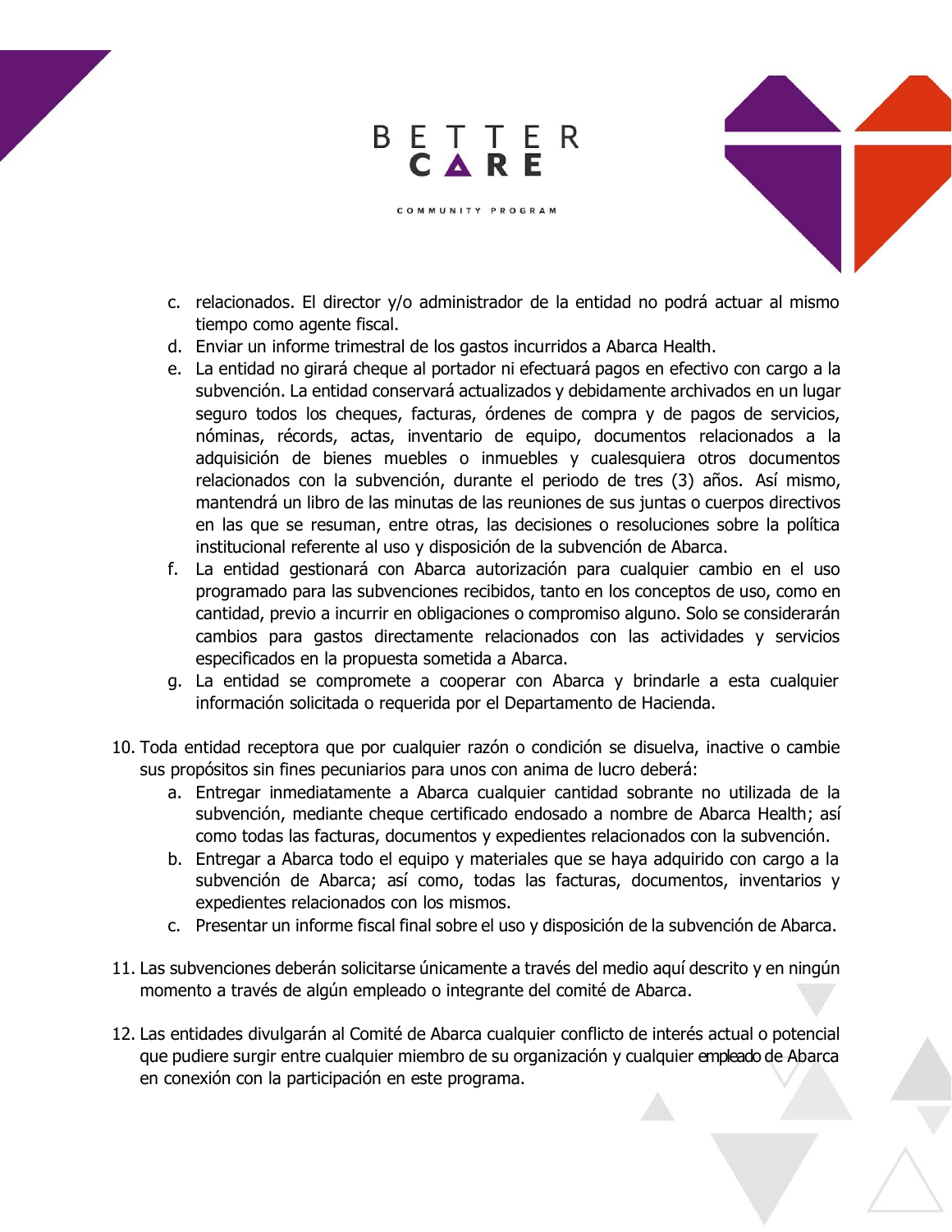c. relacionados. El director y/o administrador de la entidad no podrá actuar al mismo tiempo como agente fiscal.
d. Enviar un informe trimestral de los gastos incurridos a Abarca Health.
e. La entidad no girará cheque al portador ni efectuará pagos en efectivo con cargo a la subvención. La entidad conservará actualizados y debidamente archivados en un lugar seguro todos los cheques, facturas, órdenes de compra y de pagos de servicios, nóminas, récords, actas, inventario de equipo, documentos relacionados a la adquisición de bienes muebles o inmuebles y cualesquiera otros documentos relacionados con la subvención, durante el periodo de tres (3) años. Así mismo, mantendrá un libro de las minutas de las reuniones de sus juntas o cuerpos directivos en las que se resuman, entre otras, las decisiones o resoluciones sobre la política institucional referente al uso y disposición de la subvención de Abarca.
f. La entidad gestionará con Abarca autorización para cualquier cambio en el uso programado para las subvenciones recibidos, tanto en los conceptos de uso, como en cantidad, previo a incurrir en obligaciones o compromiso alguno. Solo se considerarán cambios para gastos directamente relacionados con las actividades y servicios especificados en la propuesta sometida a Abarca.
g. La entidad se compromete a cooperar con Abarca y brindarle a esta cualquier información solicitada o requerida por el Departamento de Hacienda.

10. Toda entidad receptora que por cualquier razón o condición se disuelva, inactive o cambie sus propósitos sin fines pecuniarios para unos con anima de lucro deberá:
    a. Entregar inmediatamente a Abarca cualquier cantidad sobrante no utilizada de la subvención, mediante cheque certificado endosado a nombre de Abarca Health; así como todas las facturas, documentos y expedientes relacionados con la subvención.
    b. Entregar a Abarca todo el equipo y materiales que se haya adquirido con cargo a la subvención de Abarca; así como, todas las facturas, documentos, inventarios y expedientes relacionados con los mismos.
    c. Presentar un informe fiscal final sobre el uso y disposición de la subvención de Abarca.

11. Las subvenciones deberán solicitarse únicamente a través del medio aquí descrito y en ningún momento a través de algún empleado o integrante del comité de Abarca.

12. Las entidades divulgarán al Comité de Abarca cualquier conflicto de interés actual o potencial que pudiere surgir entre cualquier miembro de su organización y cualquier empleado de Abarca en conexión con la participación en este programa.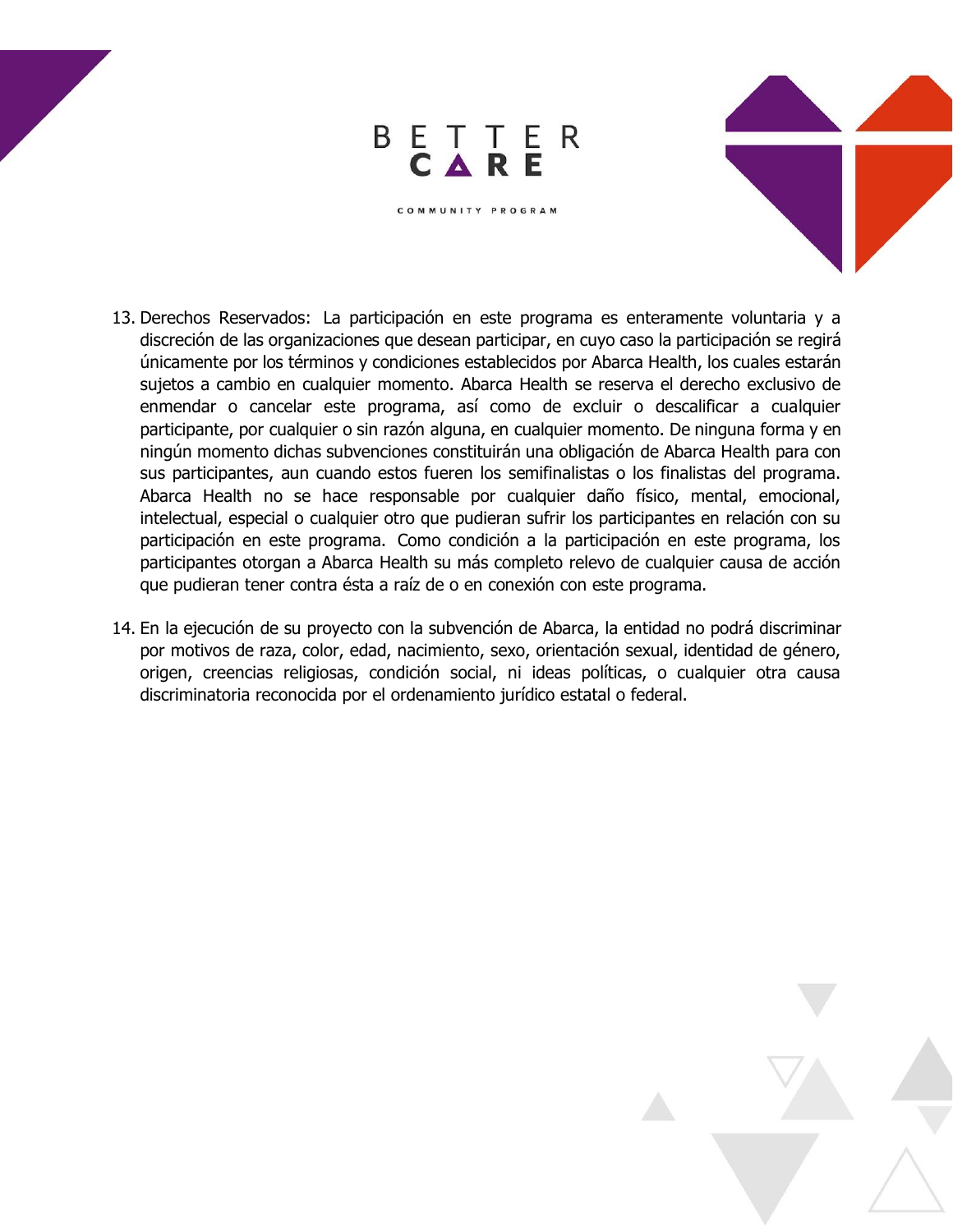13. Derechos Reservados: La participación en este programa es enteramente voluntaria y a discreción de las organizaciones que desean participar, en cuyo caso la participación se regirá únicamente por los términos y condiciones establecidos por Abarca Health, los cuales estarán sujetos a cambio en cualquier momento. Abarca Health se reserva el derecho exclusivo de enmendar o cancelar este programa, así como de excluir o descalificar a cualquier participante, por cualquier o sin razón alguna, en cualquier momento. De ninguna forma y en ningún momento dichas subvenciones constituirán una obligación de Abarca Health para con sus participantes, aun cuando estos fueren los semifinalistas o los finalistas del programa. Abarca Health no se hace responsable por cualquier daño físico, mental, emocional, intelectual, especial o cualquier otro que pudieran sufrir los participantes en relación con su participación en este programa. Como condición a la participación en este programa, los participantes otorgan a Abarca Health su más completo relevo de cualquier causa de acción que pudieran tener contra ésta a raíz de o en conexión con este programa.

14. En la ejecución de su proyecto con la subvención de Abarca, la entidad no podrá discriminar por motivos de raza, color, edad, nacimiento, sexo, orientación sexual, identidad de género, origen, creencias religiosas, condición social, ni ideas políticas, o cualquier otra causa discriminatoria reconocida por el ordenamiento jurídico estatal o federal.